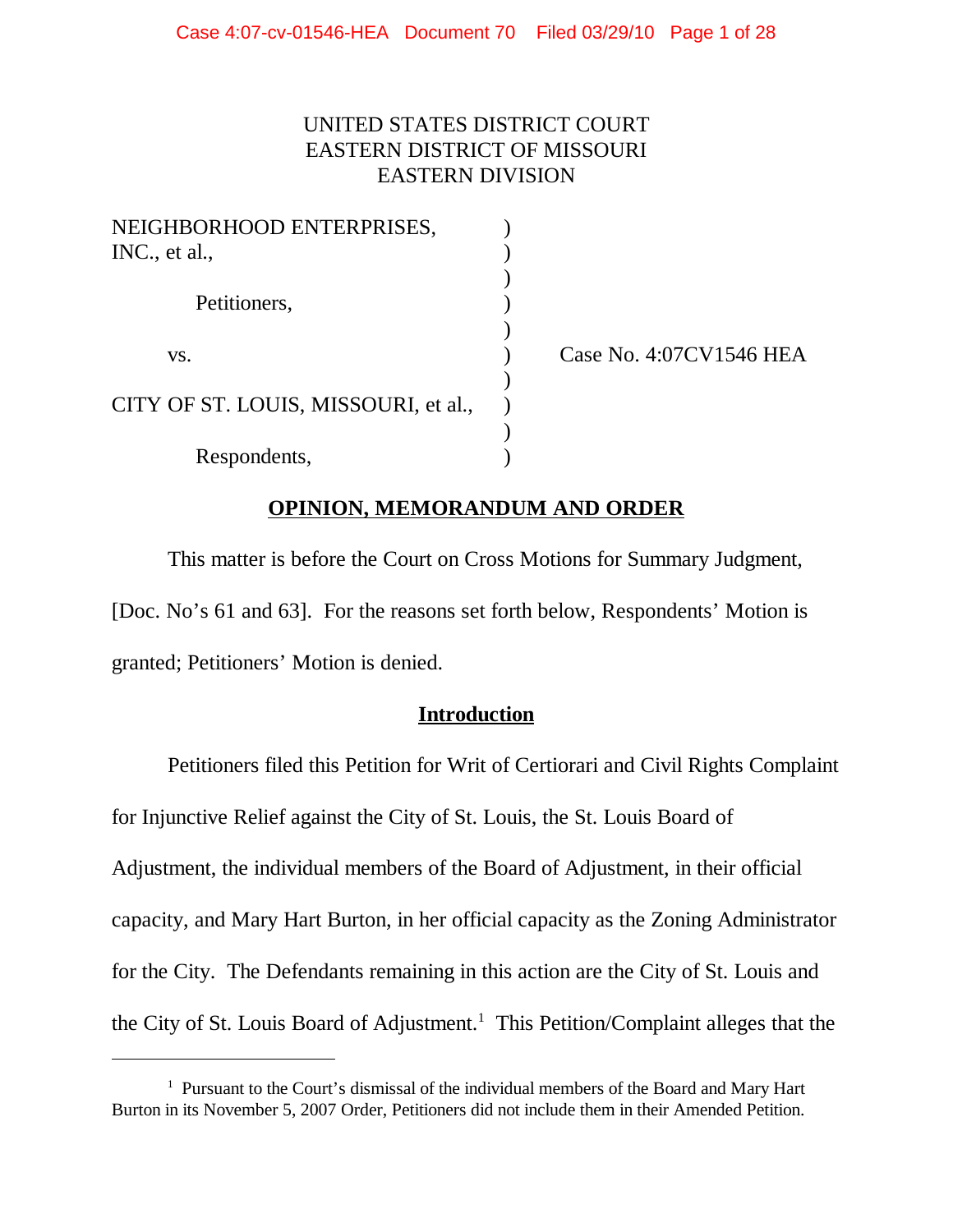UNITED STATES DISTRICT COURT
EASTERN DISTRICT OF MISSOURI
EASTERN DIVISION

| | | |
|---|---|---|
| NEIGHBORHOOD ENTERPRISES, INC., et al., | ) | |
| Petitioners, | ) | |
| vs. | ) | Case No. 4:07CV1546 HEA |
| CITY OF ST. LOUIS, MISSOURI, et al., | ) | |
| Respondents, | ) | |

## OPINION, MEMORANDUM AND ORDER

This matter is before the Court on Cross Motions for Summary Judgment, [Doc. No's 61 and 63]. For the reasons set forth below, Respondents' Motion is granted; Petitioners' Motion is denied.

## Introduction

Petitioners filed this Petition for Writ of Certiorari and Civil Rights Complaint for Injunctive Relief against the City of St. Louis, the St. Louis Board of Adjustment, the individual members of the Board of Adjustment, in their official capacity, and Mary Hart Burton, in her official capacity as the Zoning Administrator for the City. The Defendants remaining in this action are the City of St. Louis and the City of St. Louis Board of Adjustment.[1] This Petition/Complaint alleges that the

[1] Pursuant to the Court's dismissal of the individual members of the Board and Mary Hart Burton in its November 5, 2007 Order, Petitioners did not include them in their Amended Petition.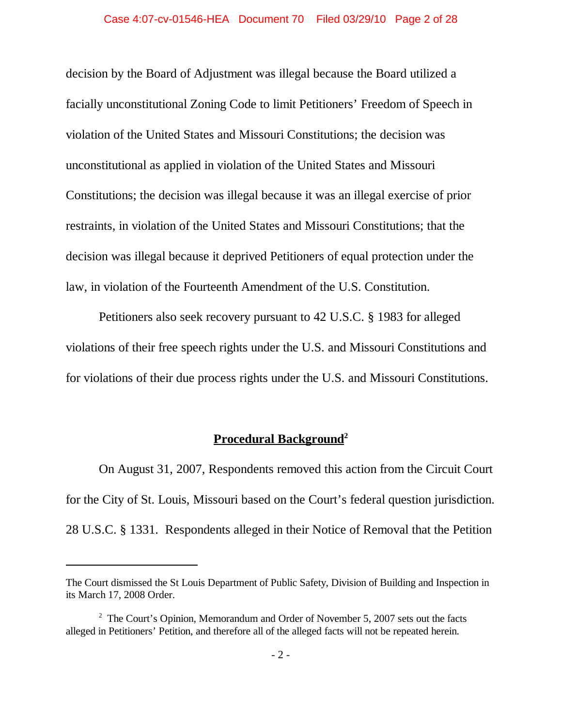decision by the Board of Adjustment was illegal because the Board utilized a facially unconstitutional Zoning Code to limit Petitioners' Freedom of Speech in violation of the United States and Missouri Constitutions; the decision was unconstitutional as applied in violation of the United States and Missouri Constitutions; the decision was illegal because it was an illegal exercise of prior restraints, in violation of the United States and Missouri Constitutions; that the decision was illegal because it deprived Petitioners of equal protection under the law, in violation of the Fourteenth Amendment of the U.S. Constitution.

Petitioners also seek recovery pursuant to 42 U.S.C. § 1983 for alleged violations of their free speech rights under the U.S. and Missouri Constitutions and for violations of their due process rights under the U.S. and Missouri Constitutions.

## Procedural Background[2]

On August 31, 2007, Respondents removed this action from the Circuit Court for the City of St. Louis, Missouri based on the Court's federal question jurisdiction. 28 U.S.C. § 1331. Respondents alleged in their Notice of Removal that the Petition

---

The Court dismissed the St Louis Department of Public Safety, Division of Building and Inspection in its March 17, 2008 Order.

[2] The Court's Opinion, Memorandum and Order of November 5, 2007 sets out the facts alleged in Petitioners' Petition, and therefore all of the alleged facts will not be repeated herein.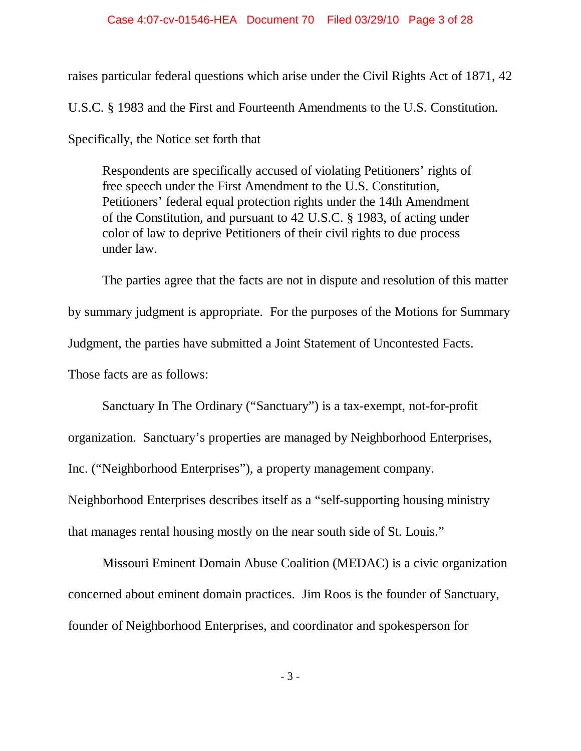raises particular federal questions which arise under the Civil Rights Act of 1871, 42 U.S.C. § 1983 and the First and Fourteenth Amendments to the U.S. Constitution. Specifically, the Notice set forth that

> Respondents are specifically accused of violating Petitioners' rights of free speech under the First Amendment to the U.S. Constitution, Petitioners' federal equal protection rights under the 14th Amendment of the Constitution, and pursuant to 42 U.S.C. § 1983, of acting under color of law to deprive Petitioners of their civil rights to due process under law.

The parties agree that the facts are not in dispute and resolution of this matter by summary judgment is appropriate. For the purposes of the Motions for Summary Judgment, the parties have submitted a Joint Statement of Uncontested Facts. Those facts are as follows:

Sanctuary In The Ordinary ("Sanctuary") is a tax-exempt, not-for-profit organization. Sanctuary's properties are managed by Neighborhood Enterprises, Inc. ("Neighborhood Enterprises"), a property management company. Neighborhood Enterprises describes itself as a "self-supporting housing ministry that manages rental housing mostly on the near south side of St. Louis."

Missouri Eminent Domain Abuse Coalition (MEDAC) is a civic organization concerned about eminent domain practices. Jim Roos is the founder of Sanctuary, founder of Neighborhood Enterprises, and coordinator and spokesperson for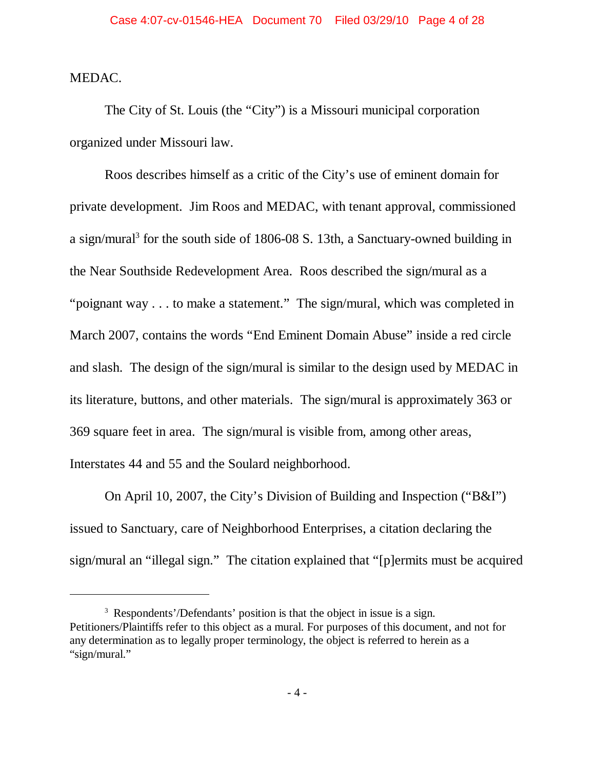MEDAC.

The City of St. Louis (the "City") is a Missouri municipal corporation organized under Missouri law.

Roos describes himself as a critic of the City's use of eminent domain for private development. Jim Roos and MEDAC, with tenant approval, commissioned a sign/mural[3] for the south side of 1806-08 S. 13th, a Sanctuary-owned building in the Near Southside Redevelopment Area. Roos described the sign/mural as a "poignant way . . . to make a statement." The sign/mural, which was completed in March 2007, contains the words "End Eminent Domain Abuse" inside a red circle and slash. The design of the sign/mural is similar to the design used by MEDAC in its literature, buttons, and other materials. The sign/mural is approximately 363 or 369 square feet in area. The sign/mural is visible from, among other areas, Interstates 44 and 55 and the Soulard neighborhood.

On April 10, 2007, the City's Division of Building and Inspection ("B&I") issued to Sanctuary, care of Neighborhood Enterprises, a citation declaring the sign/mural an "illegal sign." The citation explained that "[p]ermits must be acquired

---

[3] Respondents'/Defendants' position is that the object in issue is a sign. Petitioners/Plaintiffs refer to this object as a mural. For purposes of this document, and not for any determination as to legally proper terminology, the object is referred to herein as a "sign/mural."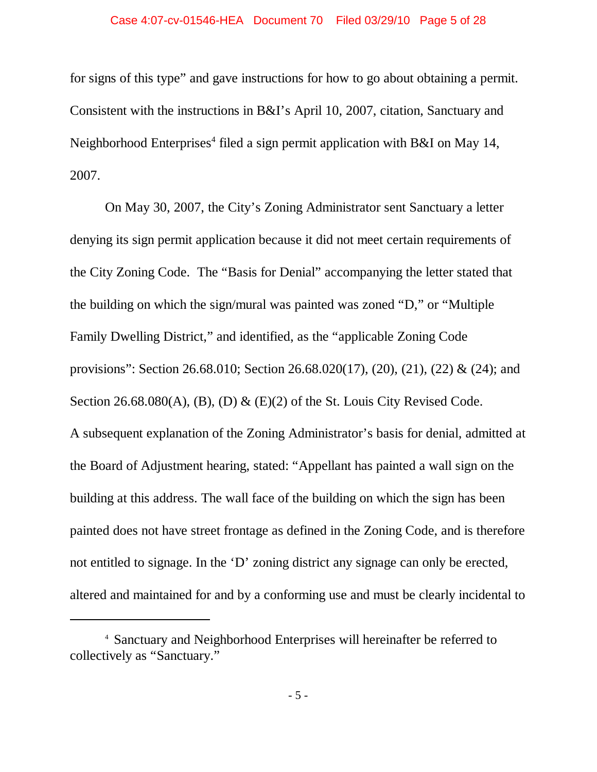for signs of this type" and gave instructions for how to go about obtaining a permit. Consistent with the instructions in B&I's April 10, 2007, citation, Sanctuary and Neighborhood Enterprises[4] filed a sign permit application with B&I on May 14, 2007.

On May 30, 2007, the City's Zoning Administrator sent Sanctuary a letter denying its sign permit application because it did not meet certain requirements of the City Zoning Code. The "Basis for Denial" accompanying the letter stated that the building on which the sign/mural was painted was zoned "D," or "Multiple Family Dwelling District," and identified, as the "applicable Zoning Code provisions": Section 26.68.010; Section 26.68.020(17), (20), (21), (22) & (24); and Section 26.68.080(A), (B), (D) & (E)(2) of the St. Louis City Revised Code. A subsequent explanation of the Zoning Administrator's basis for denial, admitted at the Board of Adjustment hearing, stated: "Appellant has painted a wall sign on the building at this address. The wall face of the building on which the sign has been painted does not have street frontage as defined in the Zoning Code, and is therefore not entitled to signage. In the 'D' zoning district any signage can only be erected, altered and maintained for and by a conforming use and must be clearly incidental to

---

[4] Sanctuary and Neighborhood Enterprises will hereinafter be referred to collectively as "Sanctuary."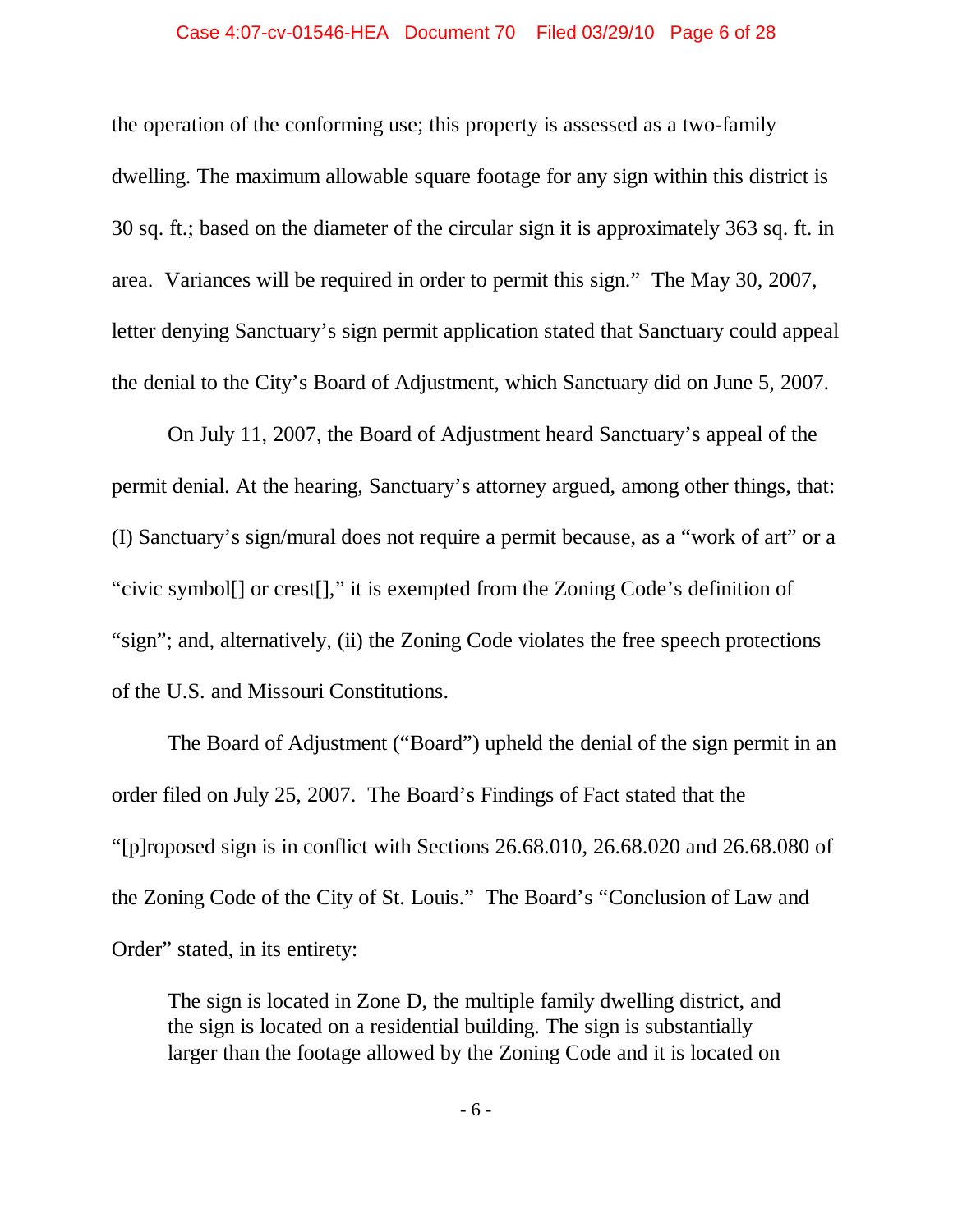the operation of the conforming use; this property is assessed as a two-family dwelling. The maximum allowable square footage for any sign within this district is 30 sq. ft.; based on the diameter of the circular sign it is approximately 363 sq. ft. in area. Variances will be required in order to permit this sign." The May 30, 2007, letter denying Sanctuary's sign permit application stated that Sanctuary could appeal the denial to the City's Board of Adjustment, which Sanctuary did on June 5, 2007.

On July 11, 2007, the Board of Adjustment heard Sanctuary's appeal of the permit denial. At the hearing, Sanctuary's attorney argued, among other things, that: (I) Sanctuary's sign/mural does not require a permit because, as a "work of art" or a "civic symbol[] or crest[]," it is exempted from the Zoning Code's definition of "sign"; and, alternatively, (ii) the Zoning Code violates the free speech protections of the U.S. and Missouri Constitutions.

The Board of Adjustment ("Board") upheld the denial of the sign permit in an order filed on July 25, 2007. The Board's Findings of Fact stated that the "[p]roposed sign is in conflict with Sections 26.68.010, 26.68.020 and 26.68.080 of the Zoning Code of the City of St. Louis." The Board's "Conclusion of Law and Order" stated, in its entirety:

> The sign is located in Zone D, the multiple family dwelling district, and the sign is located on a residential building. The sign is substantially larger than the footage allowed by the Zoning Code and it is located on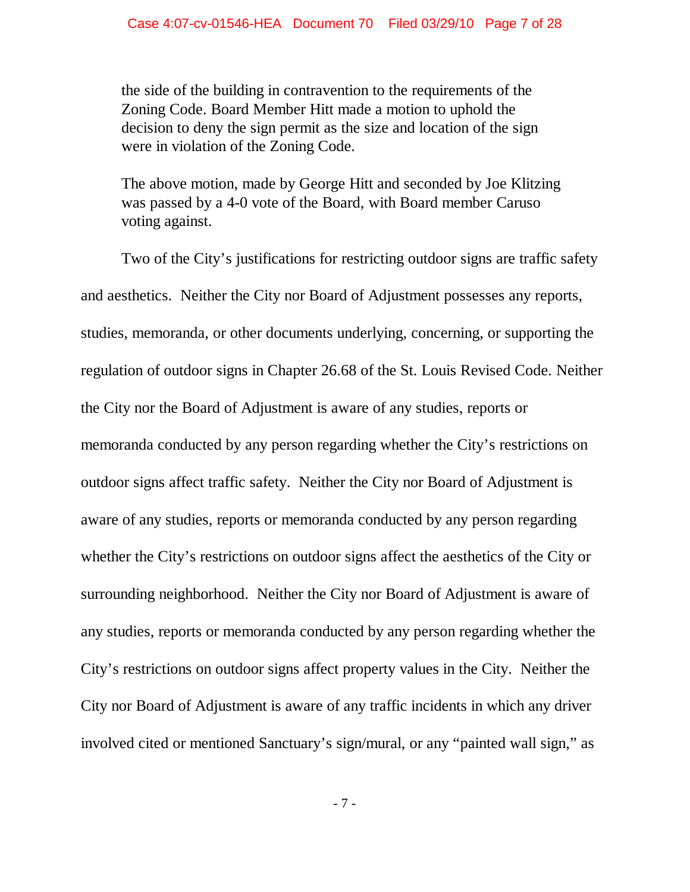> the side of the building in contravention to the requirements of the Zoning Code. Board Member Hitt made a motion to uphold the decision to deny the sign permit as the size and location of the sign were in violation of the Zoning Code.
>
> The above motion, made by George Hitt and seconded by Joe Klitzing was passed by a 4-0 vote of the Board, with Board member Caruso voting against.

Two of the City's justifications for restricting outdoor signs are traffic safety and aesthetics. Neither the City nor Board of Adjustment possesses any reports, studies, memoranda, or other documents underlying, concerning, or supporting the regulation of outdoor signs in Chapter 26.68 of the St. Louis Revised Code. Neither the City nor the Board of Adjustment is aware of any studies, reports or memoranda conducted by any person regarding whether the City's restrictions on outdoor signs affect traffic safety. Neither the City nor Board of Adjustment is aware of any studies, reports or memoranda conducted by any person regarding whether the City's restrictions on outdoor signs affect the aesthetics of the City or surrounding neighborhood. Neither the City nor Board of Adjustment is aware of any studies, reports or memoranda conducted by any person regarding whether the City's restrictions on outdoor signs affect property values in the City. Neither the City nor Board of Adjustment is aware of any traffic incidents in which any driver involved cited or mentioned Sanctuary's sign/mural, or any "painted wall sign," as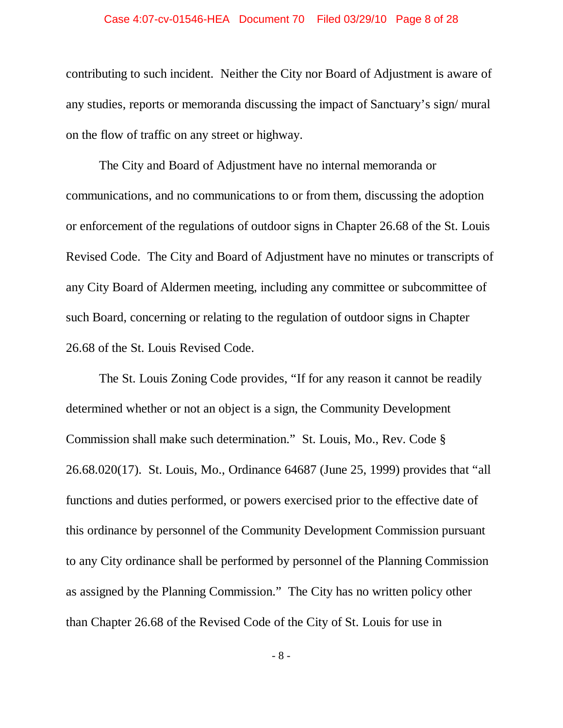contributing to such incident. Neither the City nor Board of Adjustment is aware of any studies, reports or memoranda discussing the impact of Sanctuary's sign/ mural on the flow of traffic on any street or highway.

The City and Board of Adjustment have no internal memoranda or communications, and no communications to or from them, discussing the adoption or enforcement of the regulations of outdoor signs in Chapter 26.68 of the St. Louis Revised Code. The City and Board of Adjustment have no minutes or transcripts of any City Board of Aldermen meeting, including any committee or subcommittee of such Board, concerning or relating to the regulation of outdoor signs in Chapter 26.68 of the St. Louis Revised Code.

The St. Louis Zoning Code provides, "If for any reason it cannot be readily determined whether or not an object is a sign, the Community Development Commission shall make such determination." St. Louis, Mo., Rev. Code § 26.68.020(17). St. Louis, Mo., Ordinance 64687 (June 25, 1999) provides that "all functions and duties performed, or powers exercised prior to the effective date of this ordinance by personnel of the Community Development Commission pursuant to any City ordinance shall be performed by personnel of the Planning Commission as assigned by the Planning Commission." The City has no written policy other than Chapter 26.68 of the Revised Code of the City of St. Louis for use in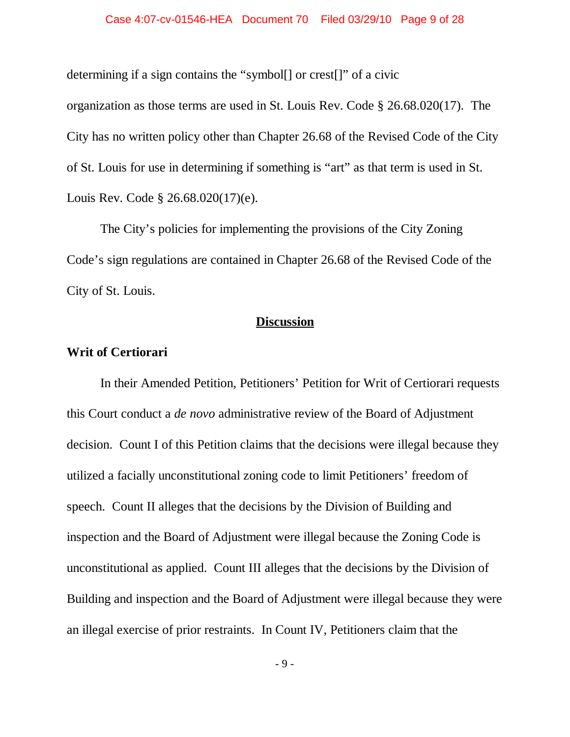determining if a sign contains the "symbol[] or crest[]" of a civic organization as those terms are used in St. Louis Rev. Code § 26.68.020(17). The City has no written policy other than Chapter 26.68 of the Revised Code of the City of St. Louis for use in determining if something is "art" as that term is used in St. Louis Rev. Code § 26.68.020(17)(e).

The City's policies for implementing the provisions of the City Zoning Code's sign regulations are contained in Chapter 26.68 of the Revised Code of the City of St. Louis.

## Discussion

### Writ of Certiorari

In their Amended Petition, Petitioners' Petition for Writ of Certiorari requests this Court conduct a *de novo* administrative review of the Board of Adjustment decision. Count I of this Petition claims that the decisions were illegal because they utilized a facially unconstitutional zoning code to limit Petitioners' freedom of speech. Count II alleges that the decisions by the Division of Building and inspection and the Board of Adjustment were illegal because the Zoning Code is unconstitutional as applied. Count III alleges that the decisions by the Division of Building and inspection and the Board of Adjustment were illegal because they were an illegal exercise of prior restraints. In Count IV, Petitioners claim that the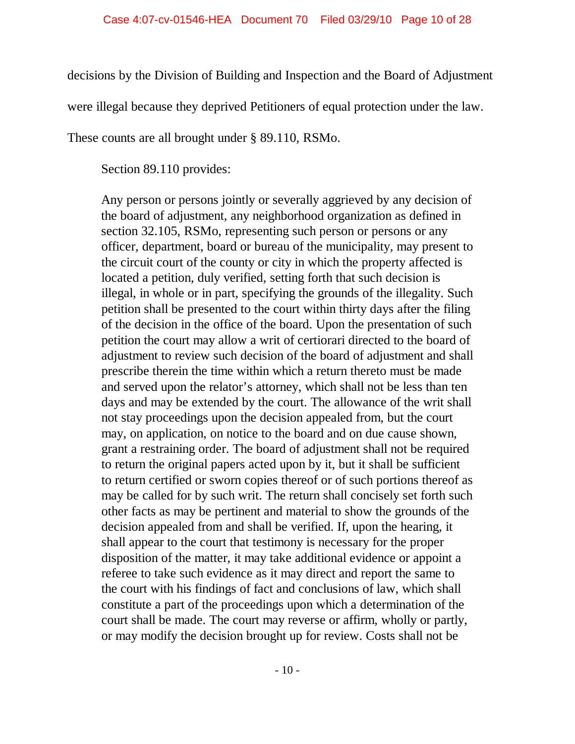decisions by the Division of Building and Inspection and the Board of Adjustment were illegal because they deprived Petitioners of equal protection under the law. These counts are all brought under § 89.110, RSMo.

Section 89.110 provides:

> Any person or persons jointly or severally aggrieved by any decision of the board of adjustment, any neighborhood organization as defined in section 32.105, RSMo, representing such person or persons or any officer, department, board or bureau of the municipality, may present to the circuit court of the county or city in which the property affected is located a petition, duly verified, setting forth that such decision is illegal, in whole or in part, specifying the grounds of the illegality. Such petition shall be presented to the court within thirty days after the filing of the decision in the office of the board. Upon the presentation of such petition the court may allow a writ of certiorari directed to the board of adjustment to review such decision of the board of adjustment and shall prescribe therein the time within which a return thereto must be made and served upon the relator's attorney, which shall not be less than ten days and may be extended by the court. The allowance of the writ shall not stay proceedings upon the decision appealed from, but the court may, on application, on notice to the board and on due cause shown, grant a restraining order. The board of adjustment shall not be required to return the original papers acted upon by it, but it shall be sufficient to return certified or sworn copies thereof or of such portions thereof as may be called for by such writ. The return shall concisely set forth such other facts as may be pertinent and material to show the grounds of the decision appealed from and shall be verified. If, upon the hearing, it shall appear to the court that testimony is necessary for the proper disposition of the matter, it may take additional evidence or appoint a referee to take such evidence as it may direct and report the same to the court with his findings of fact and conclusions of law, which shall constitute a part of the proceedings upon which a determination of the court shall be made. The court may reverse or affirm, wholly or partly, or may modify the decision brought up for review. Costs shall not be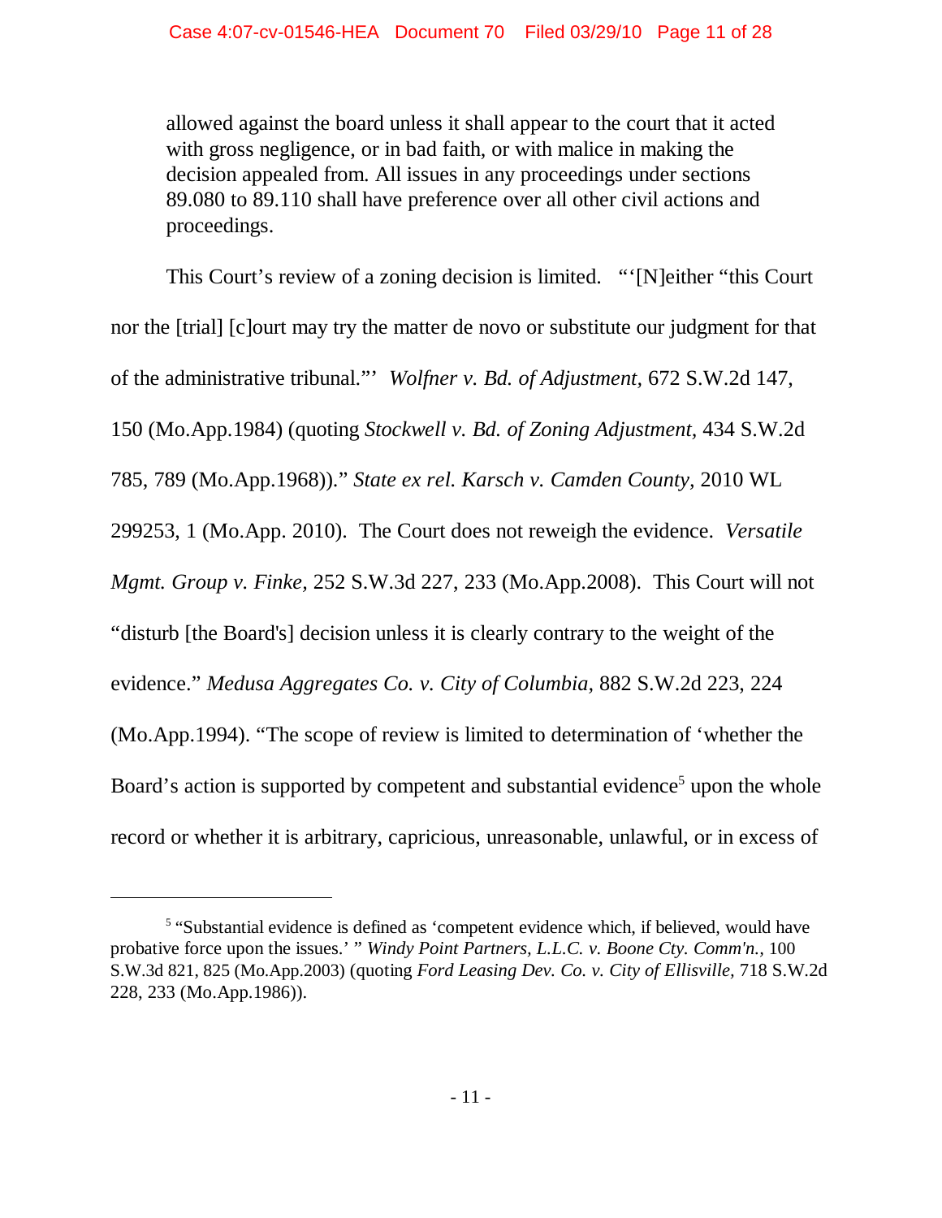> allowed against the board unless it shall appear to the court that it acted with gross negligence, or in bad faith, or with malice in making the decision appealed from. All issues in any proceedings under sections 89.080 to 89.110 shall have preference over all other civil actions and proceedings.

This Court's review of a zoning decision is limited. "'[N]either "this Court nor the [trial] [c]ourt may try the matter de novo or substitute our judgment for that of the administrative tribunal."' *Wolfner v. Bd. of Adjustment*, 672 S.W.2d 147, 150 (Mo.App.1984) (quoting *Stockwell v. Bd. of Zoning Adjustment*, 434 S.W.2d 785, 789 (Mo.App.1968))." *State ex rel. Karsch v. Camden County*, 2010 WL 299253, 1 (Mo.App. 2010). The Court does not reweigh the evidence. *Versatile Mgmt. Group v. Finke*, 252 S.W.3d 227, 233 (Mo.App.2008). This Court will not "disturb [the Board's] decision unless it is clearly contrary to the weight of the evidence." *Medusa Aggregates Co. v. City of Columbia*, 882 S.W.2d 223, 224 (Mo.App.1994). "The scope of review is limited to determination of 'whether the Board's action is supported by competent and substantial evidence[5] upon the whole record or whether it is arbitrary, capricious, unreasonable, unlawful, or in excess of

---

[5] "Substantial evidence is defined as 'competent evidence which, if believed, would have probative force upon the issues.' " *Windy Point Partners, L.L.C. v. Boone Cty. Comm'n.*, 100 S.W.3d 821, 825 (Mo.App.2003) (quoting *Ford Leasing Dev. Co. v. City of Ellisville*, 718 S.W.2d 228, 233 (Mo.App.1986)).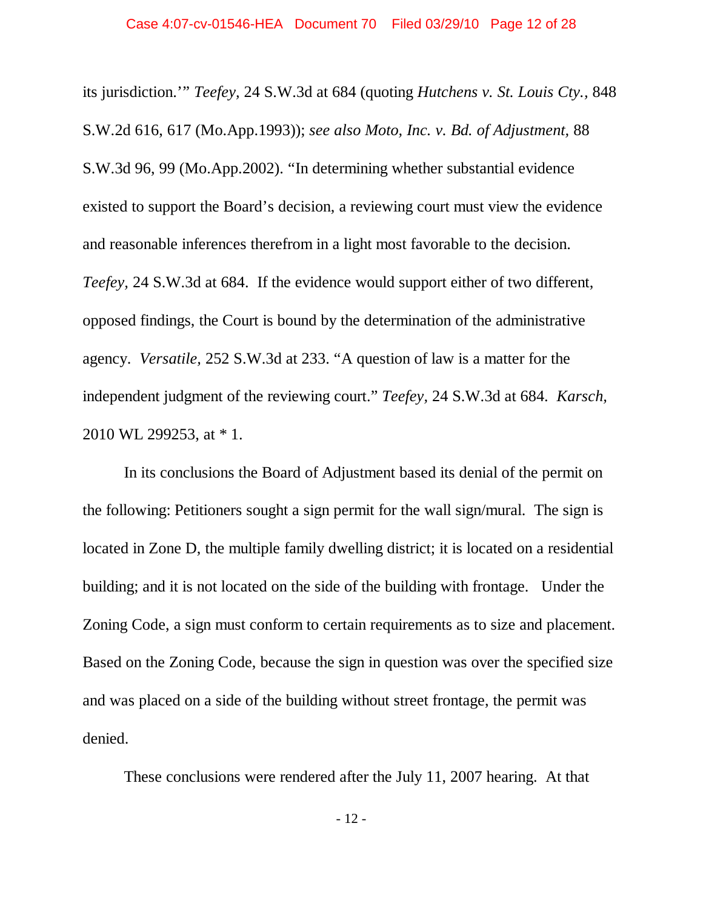its jurisdiction.'" *Teefey,* 24 S.W.3d at 684 (quoting *Hutchens v. St. Louis Cty.,* 848 S.W.2d 616, 617 (Mo.App.1993)); *see also Moto, Inc. v. Bd. of Adjustment,* 88 S.W.3d 96, 99 (Mo.App.2002). "In determining whether substantial evidence existed to support the Board's decision, a reviewing court must view the evidence and reasonable inferences therefrom in a light most favorable to the decision. *Teefey,* 24 S.W.3d at 684. If the evidence would support either of two different, opposed findings, the Court is bound by the determination of the administrative agency. *Versatile,* 252 S.W.3d at 233. "A question of law is a matter for the independent judgment of the reviewing court." *Teefey,* 24 S.W.3d at 684. *Karsch,* 2010 WL 299253, at * 1.

In its conclusions the Board of Adjustment based its denial of the permit on the following: Petitioners sought a sign permit for the wall sign/mural. The sign is located in Zone D, the multiple family dwelling district; it is located on a residential building; and it is not located on the side of the building with frontage. Under the Zoning Code, a sign must conform to certain requirements as to size and placement. Based on the Zoning Code, because the sign in question was over the specified size and was placed on a side of the building without street frontage, the permit was denied.

These conclusions were rendered after the July 11, 2007 hearing. At that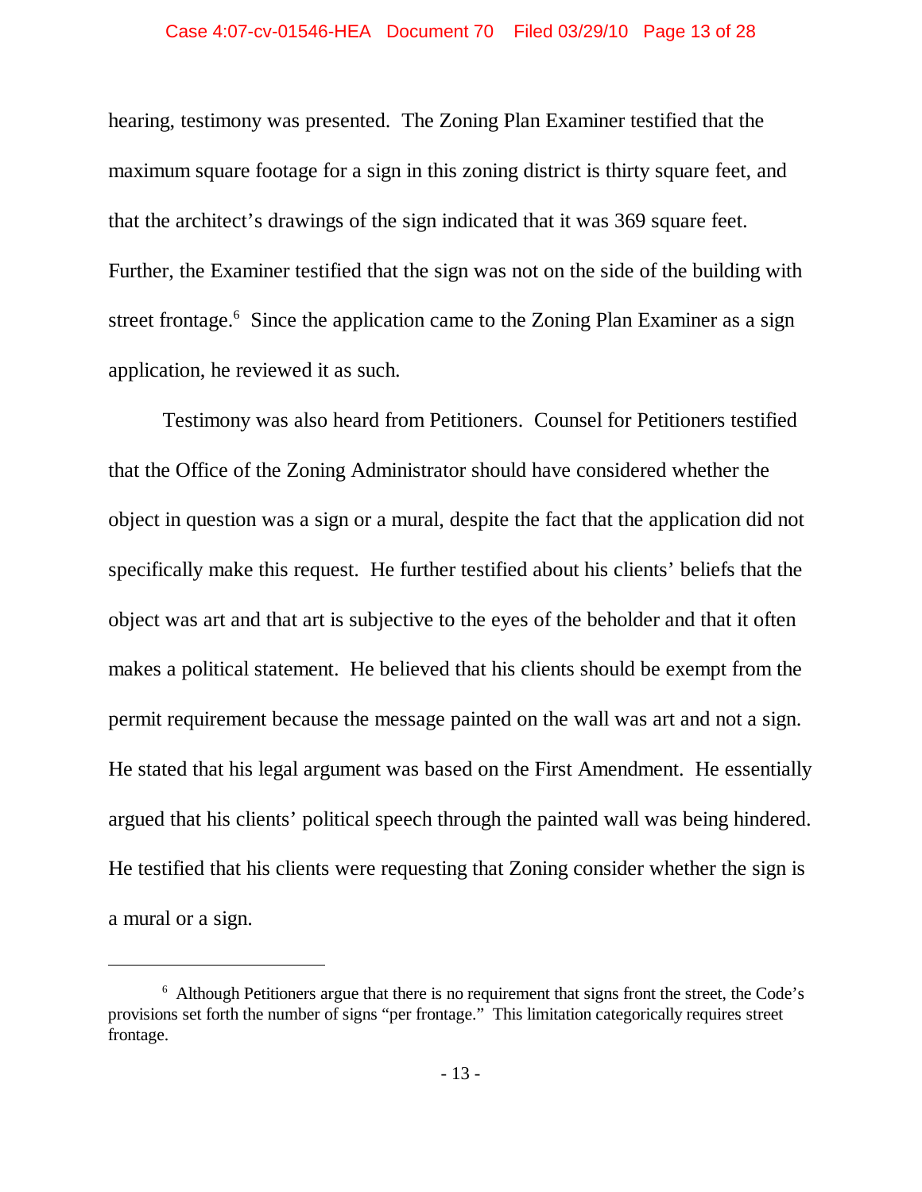hearing, testimony was presented. The Zoning Plan Examiner testified that the maximum square footage for a sign in this zoning district is thirty square feet, and that the architect's drawings of the sign indicated that it was 369 square feet. Further, the Examiner testified that the sign was not on the side of the building with street frontage.[6] Since the application came to the Zoning Plan Examiner as a sign application, he reviewed it as such.

Testimony was also heard from Petitioners. Counsel for Petitioners testified that the Office of the Zoning Administrator should have considered whether the object in question was a sign or a mural, despite the fact that the application did not specifically make this request. He further testified about his clients' beliefs that the object was art and that art is subjective to the eyes of the beholder and that it often makes a political statement. He believed that his clients should be exempt from the permit requirement because the message painted on the wall was art and not a sign. He stated that his legal argument was based on the First Amendment. He essentially argued that his clients' political speech through the painted wall was being hindered. He testified that his clients were requesting that Zoning consider whether the sign is a mural or a sign.

---

[6] Although Petitioners argue that there is no requirement that signs front the street, the Code's provisions set forth the number of signs "per frontage." This limitation categorically requires street frontage.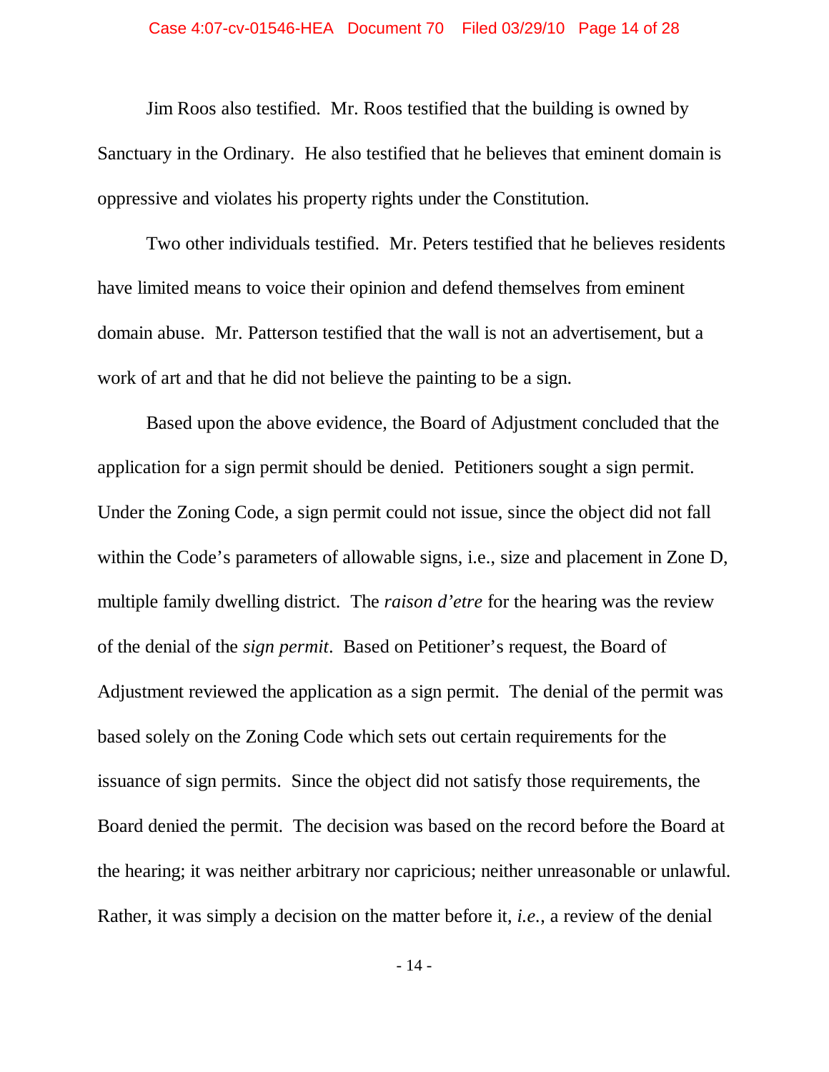Jim Roos also testified. Mr. Roos testified that the building is owned by Sanctuary in the Ordinary. He also testified that he believes that eminent domain is oppressive and violates his property rights under the Constitution.

Two other individuals testified. Mr. Peters testified that he believes residents have limited means to voice their opinion and defend themselves from eminent domain abuse. Mr. Patterson testified that the wall is not an advertisement, but a work of art and that he did not believe the painting to be a sign.

Based upon the above evidence, the Board of Adjustment concluded that the application for a sign permit should be denied. Petitioners sought a sign permit. Under the Zoning Code, a sign permit could not issue, since the object did not fall within the Code's parameters of allowable signs, i.e., size and placement in Zone D, multiple family dwelling district. The *raison d'etre* for the hearing was the review of the denial of the *sign permit*. Based on Petitioner's request, the Board of Adjustment reviewed the application as a sign permit. The denial of the permit was based solely on the Zoning Code which sets out certain requirements for the issuance of sign permits. Since the object did not satisfy those requirements, the Board denied the permit. The decision was based on the record before the Board at the hearing; it was neither arbitrary nor capricious; neither unreasonable or unlawful. Rather, it was simply a decision on the matter before it, *i.e.*, a review of the denial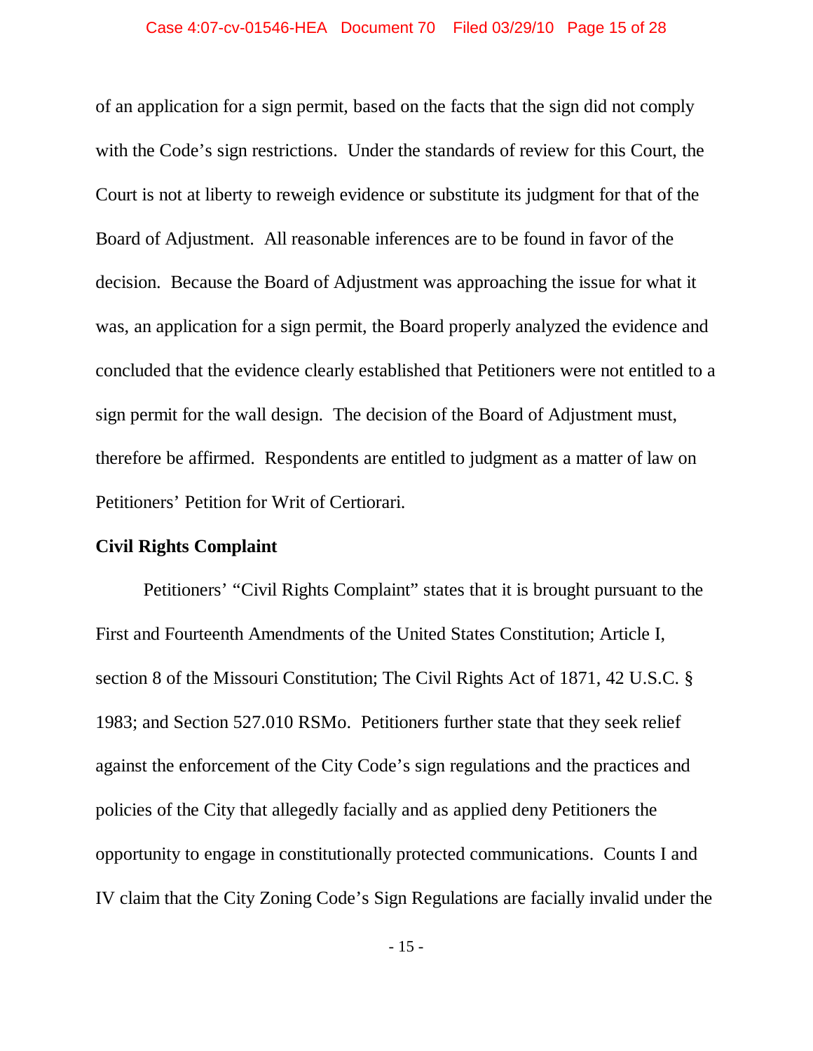of an application for a sign permit, based on the facts that the sign did not comply with the Code's sign restrictions. Under the standards of review for this Court, the Court is not at liberty to reweigh evidence or substitute its judgment for that of the Board of Adjustment. All reasonable inferences are to be found in favor of the decision. Because the Board of Adjustment was approaching the issue for what it was, an application for a sign permit, the Board properly analyzed the evidence and concluded that the evidence clearly established that Petitioners were not entitled to a sign permit for the wall design. The decision of the Board of Adjustment must, therefore be affirmed. Respondents are entitled to judgment as a matter of law on Petitioners' Petition for Writ of Certiorari.

**Civil Rights Complaint**

Petitioners' "Civil Rights Complaint" states that it is brought pursuant to the First and Fourteenth Amendments of the United States Constitution; Article I, section 8 of the Missouri Constitution; The Civil Rights Act of 1871, 42 U.S.C. § 1983; and Section 527.010 RSMo. Petitioners further state that they seek relief against the enforcement of the City Code's sign regulations and the practices and policies of the City that allegedly facially and as applied deny Petitioners the opportunity to engage in constitutionally protected communications. Counts I and IV claim that the City Zoning Code's Sign Regulations are facially invalid under the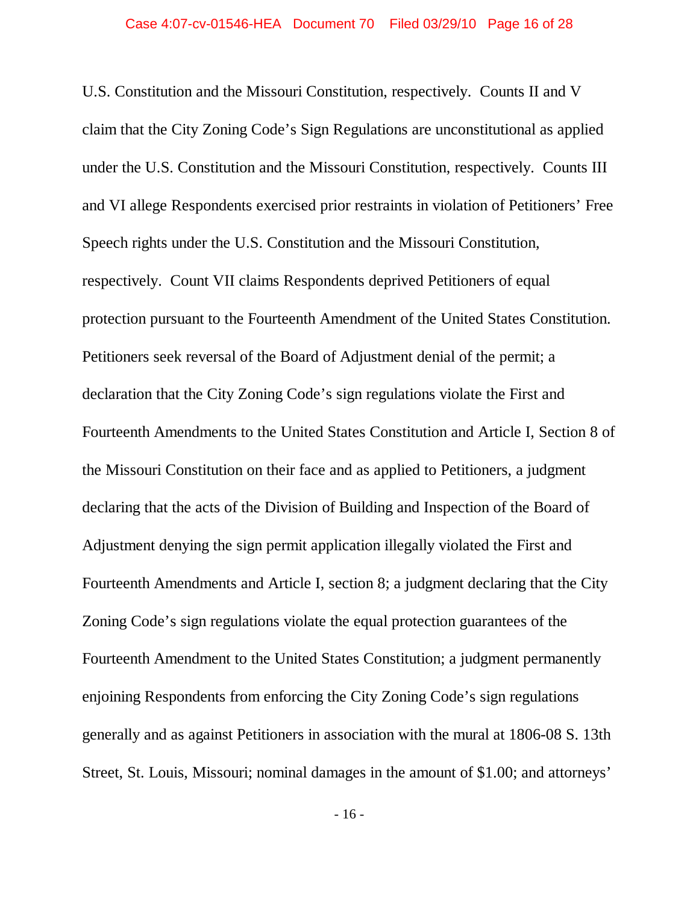U.S. Constitution and the Missouri Constitution, respectively. Counts II and V claim that the City Zoning Code's Sign Regulations are unconstitutional as applied under the U.S. Constitution and the Missouri Constitution, respectively. Counts III and VI allege Respondents exercised prior restraints in violation of Petitioners' Free Speech rights under the U.S. Constitution and the Missouri Constitution, respectively. Count VII claims Respondents deprived Petitioners of equal protection pursuant to the Fourteenth Amendment of the United States Constitution. Petitioners seek reversal of the Board of Adjustment denial of the permit; a declaration that the City Zoning Code's sign regulations violate the First and Fourteenth Amendments to the United States Constitution and Article I, Section 8 of the Missouri Constitution on their face and as applied to Petitioners, a judgment declaring that the acts of the Division of Building and Inspection of the Board of Adjustment denying the sign permit application illegally violated the First and Fourteenth Amendments and Article I, section 8; a judgment declaring that the City Zoning Code's sign regulations violate the equal protection guarantees of the Fourteenth Amendment to the United States Constitution; a judgment permanently enjoining Respondents from enforcing the City Zoning Code's sign regulations generally and as against Petitioners in association with the mural at 1806-08 S. 13th Street, St. Louis, Missouri; nominal damages in the amount of $1.00; and attorneys'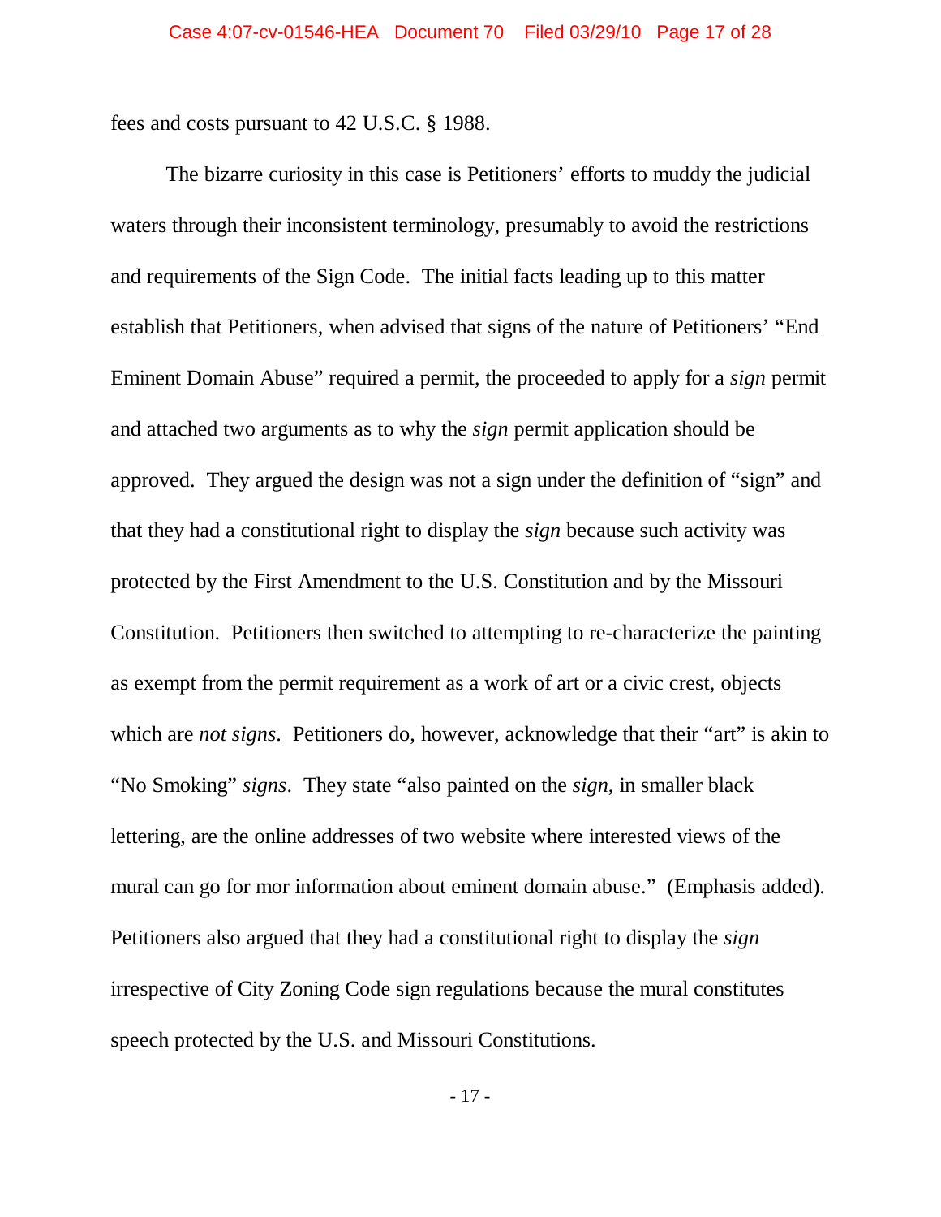fees and costs pursuant to 42 U.S.C. § 1988.

The bizarre curiosity in this case is Petitioners' efforts to muddy the judicial waters through their inconsistent terminology, presumably to avoid the restrictions and requirements of the Sign Code. The initial facts leading up to this matter establish that Petitioners, when advised that signs of the nature of Petitioners' "End Eminent Domain Abuse" required a permit, the proceeded to apply for a *sign* permit and attached two arguments as to why the *sign* permit application should be approved. They argued the design was not a sign under the definition of "sign" and that they had a constitutional right to display the *sign* because such activity was protected by the First Amendment to the U.S. Constitution and by the Missouri Constitution. Petitioners then switched to attempting to re-characterize the painting as exempt from the permit requirement as a work of art or a civic crest, objects which are *not signs*. Petitioners do, however, acknowledge that their "art" is akin to "No Smoking" *signs*. They state "also painted on the *sign*, in smaller black lettering, are the online addresses of two website where interested views of the mural can go for mor information about eminent domain abuse." (Emphasis added). Petitioners also argued that they had a constitutional right to display the *sign* irrespective of City Zoning Code sign regulations because the mural constitutes speech protected by the U.S. and Missouri Constitutions.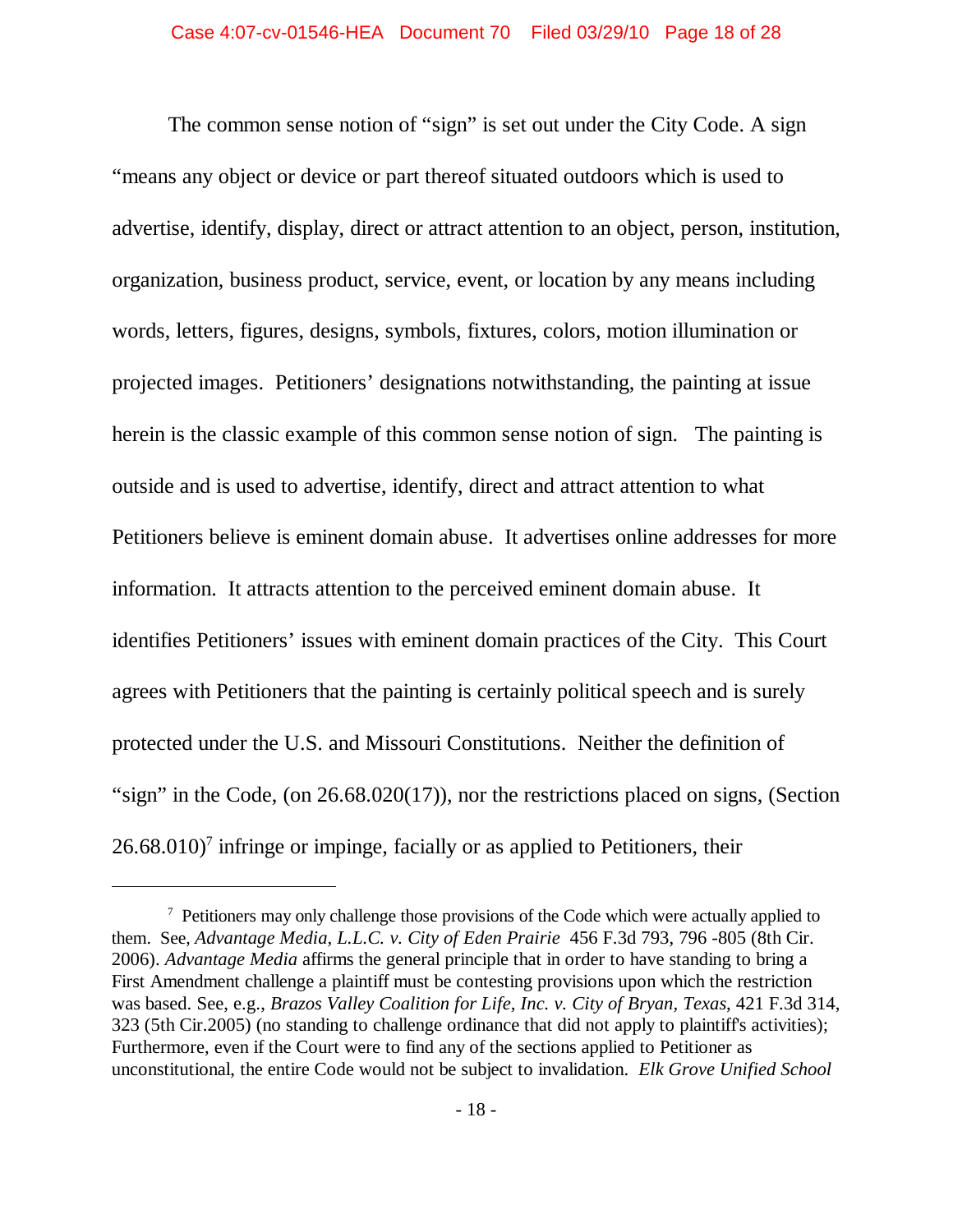The common sense notion of "sign" is set out under the City Code. A sign "means any object or device or part thereof situated outdoors which is used to advertise, identify, display, direct or attract attention to an object, person, institution, organization, business product, service, event, or location by any means including words, letters, figures, designs, symbols, fixtures, colors, motion illumination or projected images. Petitioners' designations notwithstanding, the painting at issue herein is the classic example of this common sense notion of sign. The painting is outside and is used to advertise, identify, direct and attract attention to what Petitioners believe is eminent domain abuse. It advertises online addresses for more information. It attracts attention to the perceived eminent domain abuse. It identifies Petitioners' issues with eminent domain practices of the City. This Court agrees with Petitioners that the painting is certainly political speech and is surely protected under the U.S. and Missouri Constitutions. Neither the definition of "sign" in the Code, (on 26.68.020(17)), nor the restrictions placed on signs, (Section 26.68.010)[7] infringe or impinge, facially or as applied to Petitioners, their

---

[7] Petitioners may only challenge those provisions of the Code which were actually applied to them. See, *Advantage Media, L.L.C. v. City of Eden Prairie* 456 F.3d 793, 796 -805 (8th Cir. 2006). *Advantage Media* affirms the general principle that in order to have standing to bring a First Amendment challenge a plaintiff must be contesting provisions upon which the restriction was based. See, e.g., *Brazos Valley Coalition for Life, Inc. v. City of Bryan, Texas*, 421 F.3d 314, 323 (5th Cir.2005) (no standing to challenge ordinance that did not apply to plaintiff's activities); Furthermore, even if the Court were to find any of the sections applied to Petitioner as unconstitutional, the entire Code would not be subject to invalidation. *Elk Grove Unified School*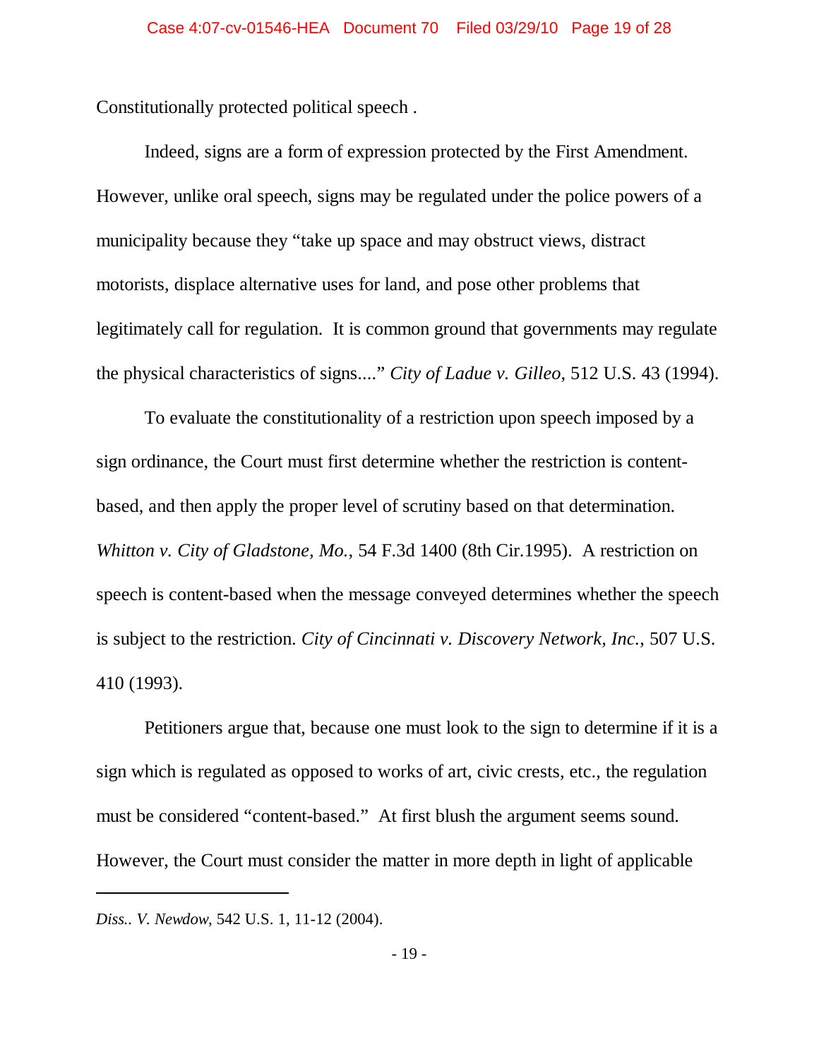Constitutionally protected political speech .

Indeed, signs are a form of expression protected by the First Amendment. However, unlike oral speech, signs may be regulated under the police powers of a municipality because they "take up space and may obstruct views, distract motorists, displace alternative uses for land, and pose other problems that legitimately call for regulation. It is common ground that governments may regulate the physical characteristics of signs...." *City of Ladue v. Gilleo*, 512 U.S. 43 (1994).

To evaluate the constitutionality of a restriction upon speech imposed by a sign ordinance, the Court must first determine whether the restriction is content-based, and then apply the proper level of scrutiny based on that determination. *Whitton v. City of Gladstone, Mo.*, 54 F.3d 1400 (8th Cir.1995). A restriction on speech is content-based when the message conveyed determines whether the speech is subject to the restriction. *City of Cincinnati v. Discovery Network, Inc.*, 507 U.S. 410 (1993).

Petitioners argue that, because one must look to the sign to determine if it is a sign which is regulated as opposed to works of art, civic crests, etc., the regulation must be considered "content-based." At first blush the argument seems sound. However, the Court must consider the matter in more depth in light of applicable

---

*Diss.. V. Newdow*, 542 U.S. 1, 11-12 (2004).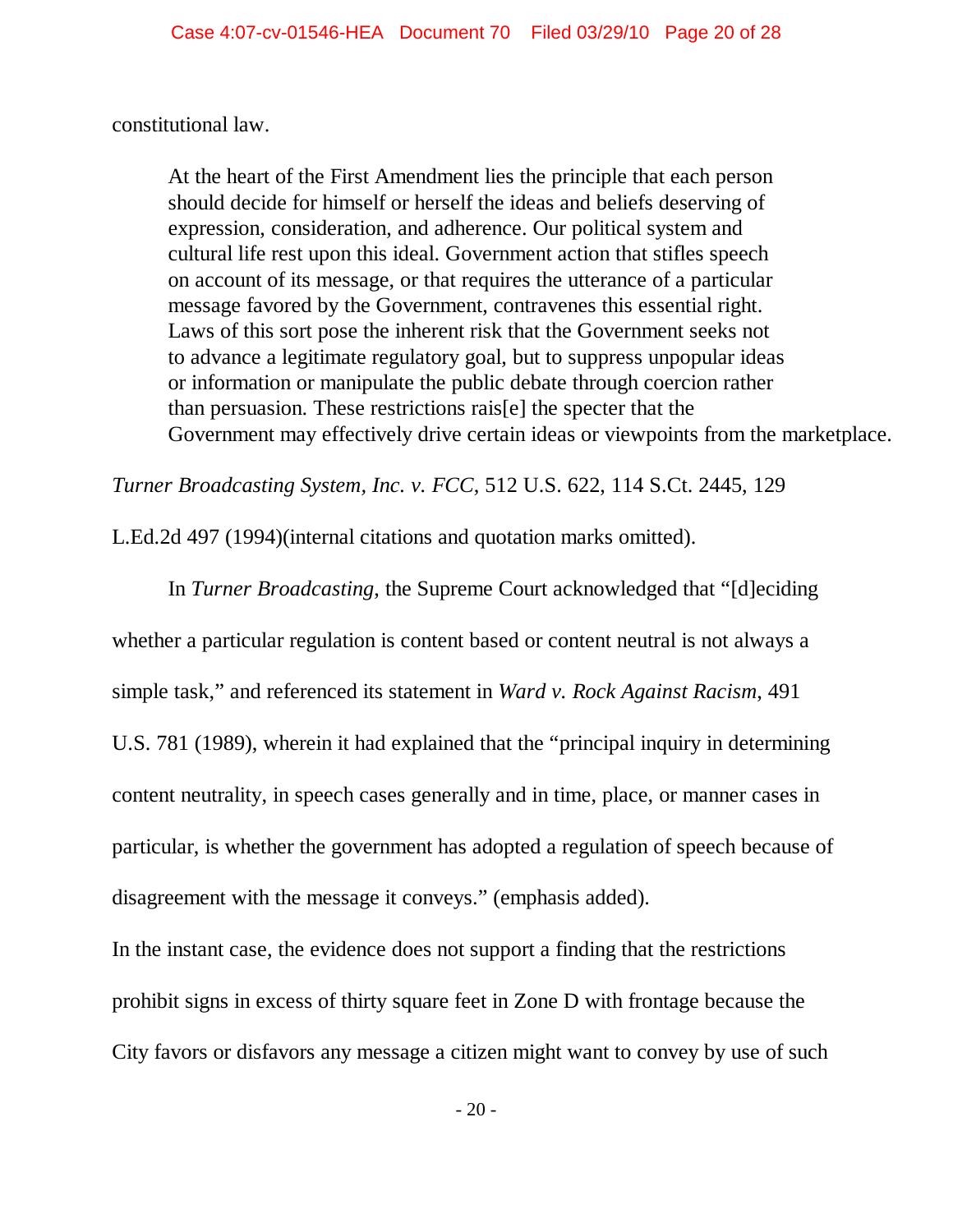constitutional law.

> At the heart of the First Amendment lies the principle that each person should decide for himself or herself the ideas and beliefs deserving of expression, consideration, and adherence. Our political system and cultural life rest upon this ideal. Government action that stifles speech on account of its message, or that requires the utterance of a particular message favored by the Government, contravenes this essential right. Laws of this sort pose the inherent risk that the Government seeks not to advance a legitimate regulatory goal, but to suppress unpopular ideas or information or manipulate the public debate through coercion rather than persuasion. These restrictions rais[e] the specter that the Government may effectively drive certain ideas or viewpoints from the marketplace.

*Turner Broadcasting System, Inc. v. FCC*, 512 U.S. 622, 114 S.Ct. 2445, 129 L.Ed.2d 497 (1994)(internal citations and quotation marks omitted).

In *Turner Broadcasting*, the Supreme Court acknowledged that "[d]eciding whether a particular regulation is content based or content neutral is not always a simple task," and referenced its statement in *Ward v. Rock Against Racism*, 491 U.S. 781 (1989), wherein it had explained that the "principal inquiry in determining content neutrality, in speech cases generally and in time, place, or manner cases in particular, is whether the government has adopted a regulation of speech because of disagreement with the message it conveys." (emphasis added).

In the instant case, the evidence does not support a finding that the restrictions prohibit signs in excess of thirty square feet in Zone D with frontage because the City favors or disfavors any message a citizen might want to convey by use of such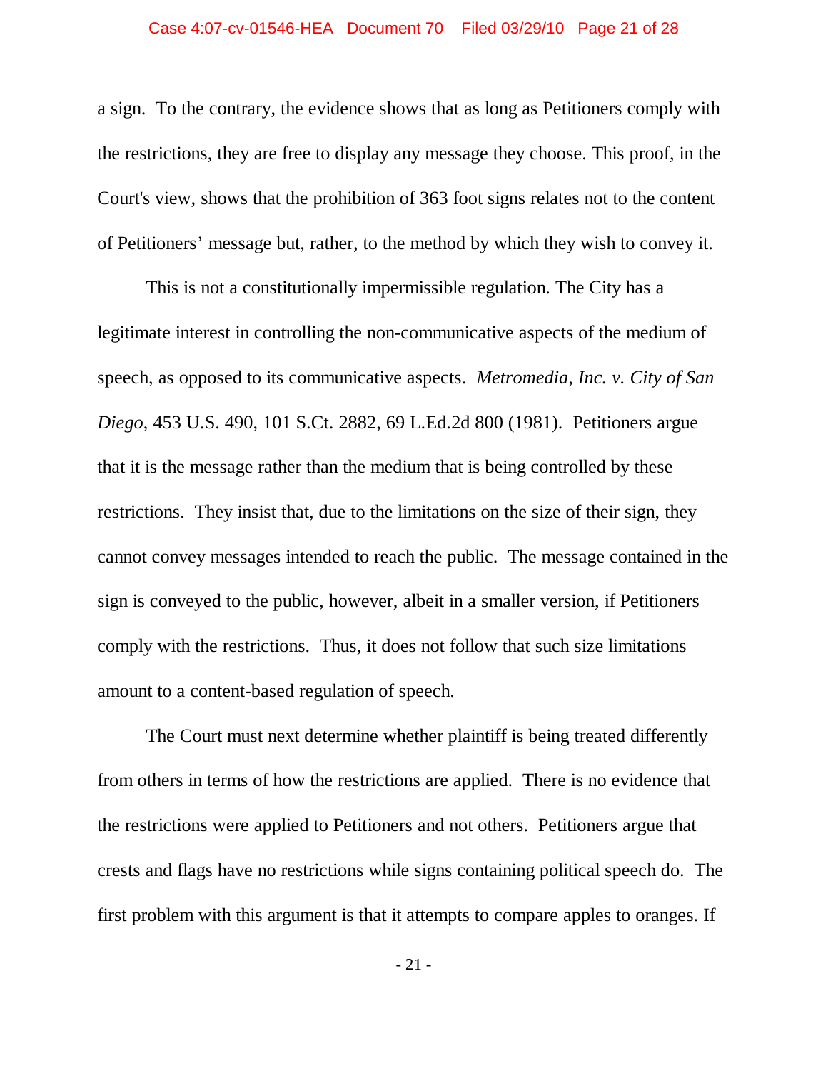a sign. To the contrary, the evidence shows that as long as Petitioners comply with the restrictions, they are free to display any message they choose. This proof, in the Court's view, shows that the prohibition of 363 foot signs relates not to the content of Petitioners' message but, rather, to the method by which they wish to convey it.

This is not a constitutionally impermissible regulation. The City has a legitimate interest in controlling the non-communicative aspects of the medium of speech, as opposed to its communicative aspects. *Metromedia, Inc. v. City of San Diego*, 453 U.S. 490, 101 S.Ct. 2882, 69 L.Ed.2d 800 (1981). Petitioners argue that it is the message rather than the medium that is being controlled by these restrictions. They insist that, due to the limitations on the size of their sign, they cannot convey messages intended to reach the public. The message contained in the sign is conveyed to the public, however, albeit in a smaller version, if Petitioners comply with the restrictions. Thus, it does not follow that such size limitations amount to a content-based regulation of speech.

The Court must next determine whether plaintiff is being treated differently from others in terms of how the restrictions are applied. There is no evidence that the restrictions were applied to Petitioners and not others. Petitioners argue that crests and flags have no restrictions while signs containing political speech do. The first problem with this argument is that it attempts to compare apples to oranges. If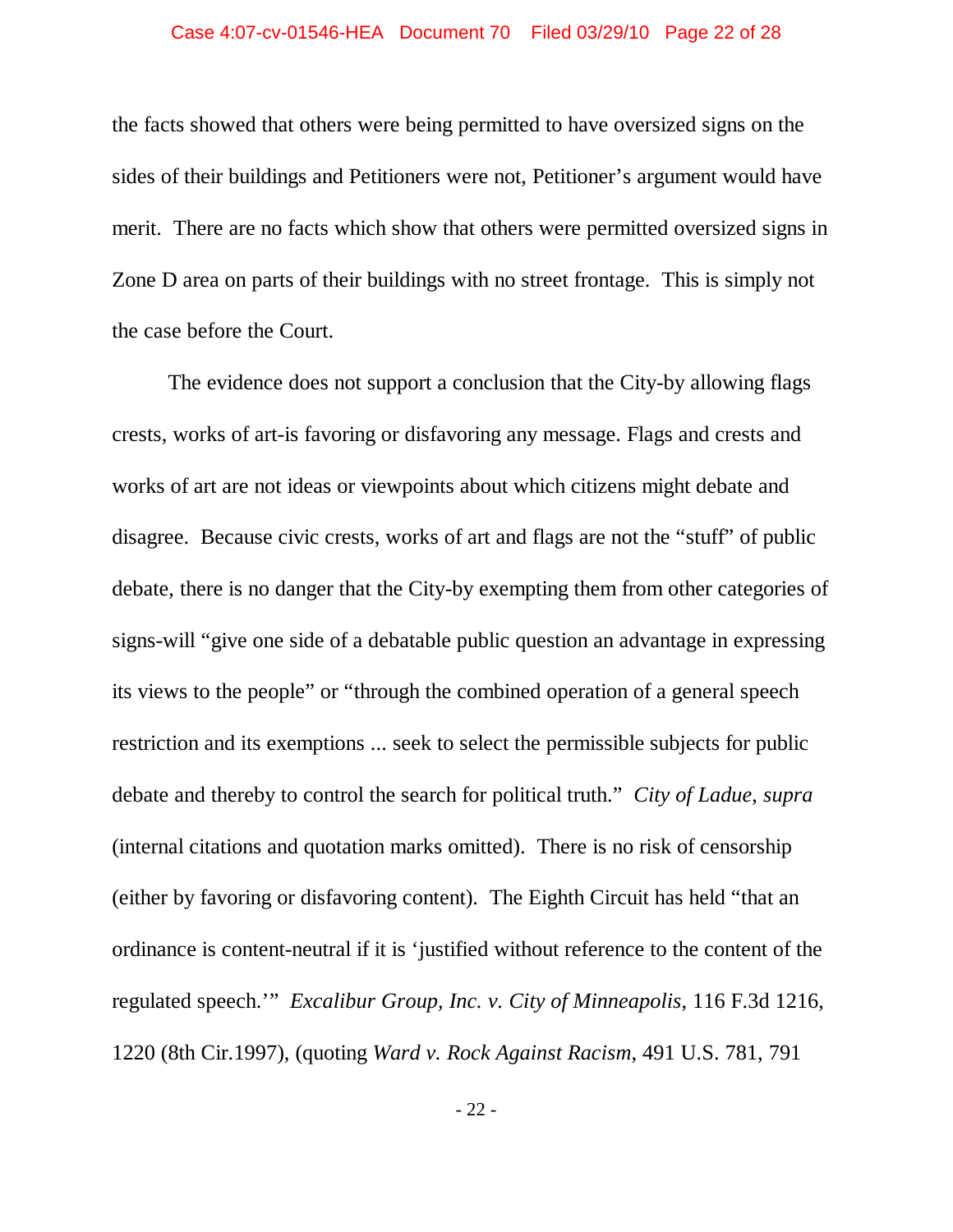the facts showed that others were being permitted to have oversized signs on the sides of their buildings and Petitioners were not, Petitioner's argument would have merit. There are no facts which show that others were permitted oversized signs in Zone D area on parts of their buildings with no street frontage. This is simply not the case before the Court.

The evidence does not support a conclusion that the City-by allowing flags crests, works of art-is favoring or disfavoring any message. Flags and crests and works of art are not ideas or viewpoints about which citizens might debate and disagree. Because civic crests, works of art and flags are not the "stuff" of public debate, there is no danger that the City-by exempting them from other categories of signs-will "give one side of a debatable public question an advantage in expressing its views to the people" or "through the combined operation of a general speech restriction and its exemptions ... seek to select the permissible subjects for public debate and thereby to control the search for political truth." *City of Ladue, supra* (internal citations and quotation marks omitted). There is no risk of censorship (either by favoring or disfavoring content). The Eighth Circuit has held "that an ordinance is content-neutral if it is 'justified without reference to the content of the regulated speech.'" *Excalibur Group, Inc. v. City of Minneapolis*, 116 F.3d 1216, 1220 (8th Cir.1997), (quoting *Ward v. Rock Against Racism*, 491 U.S. 781, 791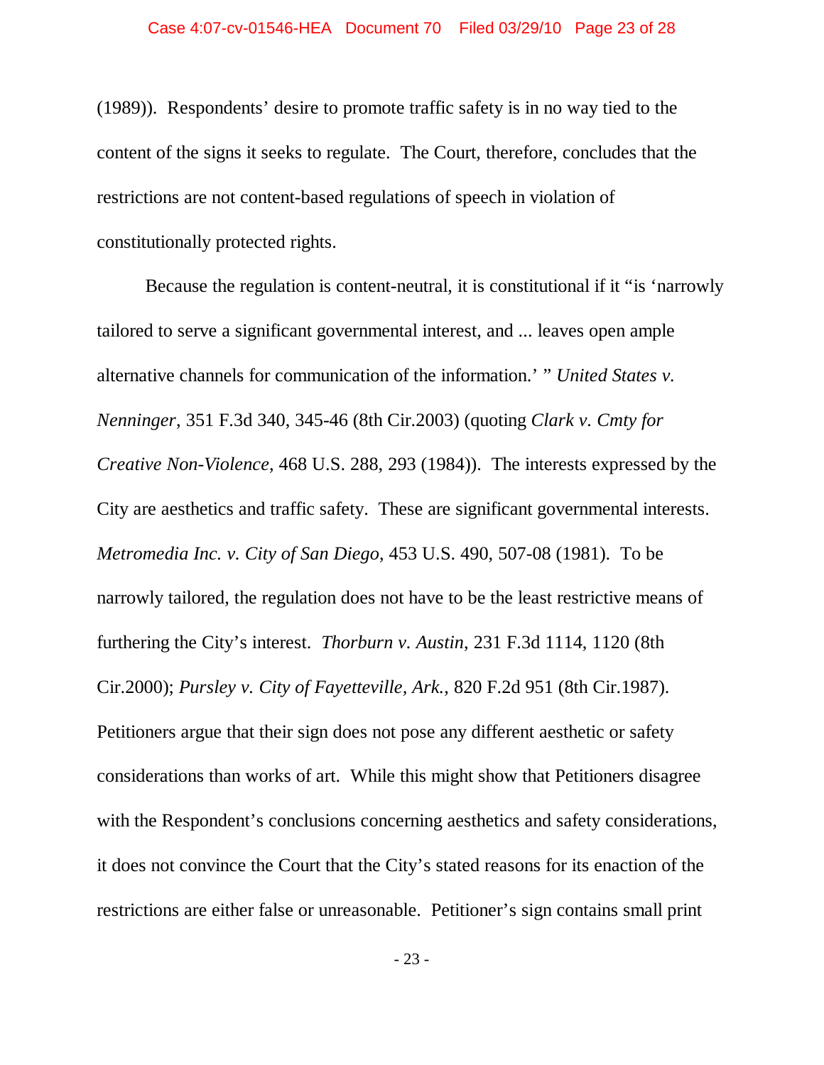(1989)). Respondents' desire to promote traffic safety is in no way tied to the content of the signs it seeks to regulate. The Court, therefore, concludes that the restrictions are not content-based regulations of speech in violation of constitutionally protected rights.

Because the regulation is content-neutral, it is constitutional if it "is 'narrowly tailored to serve a significant governmental interest, and ... leaves open ample alternative channels for communication of the information.' " *United States v. Nenninger*, 351 F.3d 340, 345-46 (8th Cir.2003) (quoting *Clark v. Cmty for Creative Non-Violence*, 468 U.S. 288, 293 (1984)). The interests expressed by the City are aesthetics and traffic safety. These are significant governmental interests. *Metromedia Inc. v. City of San Diego*, 453 U.S. 490, 507-08 (1981). To be narrowly tailored, the regulation does not have to be the least restrictive means of furthering the City's interest. *Thorburn v. Austin*, 231 F.3d 1114, 1120 (8th Cir.2000); *Pursley v. City of Fayetteville, Ark.*, 820 F.2d 951 (8th Cir.1987). Petitioners argue that their sign does not pose any different aesthetic or safety considerations than works of art. While this might show that Petitioners disagree with the Respondent's conclusions concerning aesthetics and safety considerations, it does not convince the Court that the City's stated reasons for its enaction of the restrictions are either false or unreasonable. Petitioner's sign contains small print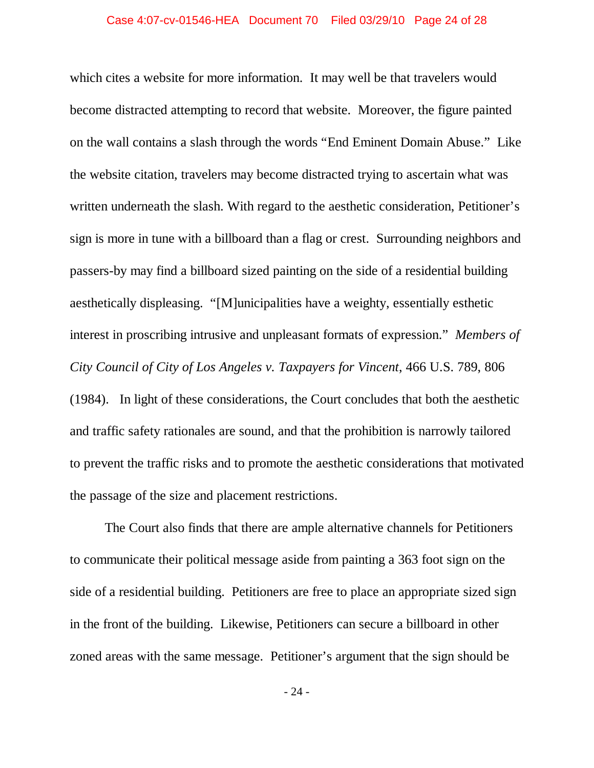which cites a website for more information. It may well be that travelers would become distracted attempting to record that website. Moreover, the figure painted on the wall contains a slash through the words "End Eminent Domain Abuse." Like the website citation, travelers may become distracted trying to ascertain what was written underneath the slash. With regard to the aesthetic consideration, Petitioner's sign is more in tune with a billboard than a flag or crest. Surrounding neighbors and passers-by may find a billboard sized painting on the side of a residential building aesthetically displeasing. "[M]unicipalities have a weighty, essentially esthetic interest in proscribing intrusive and unpleasant formats of expression." *Members of City Council of City of Los Angeles v. Taxpayers for Vincent*, 466 U.S. 789, 806 (1984). In light of these considerations, the Court concludes that both the aesthetic and traffic safety rationales are sound, and that the prohibition is narrowly tailored to prevent the traffic risks and to promote the aesthetic considerations that motivated the passage of the size and placement restrictions.

The Court also finds that there are ample alternative channels for Petitioners to communicate their political message aside from painting a 363 foot sign on the side of a residential building. Petitioners are free to place an appropriate sized sign in the front of the building. Likewise, Petitioners can secure a billboard in other zoned areas with the same message. Petitioner's argument that the sign should be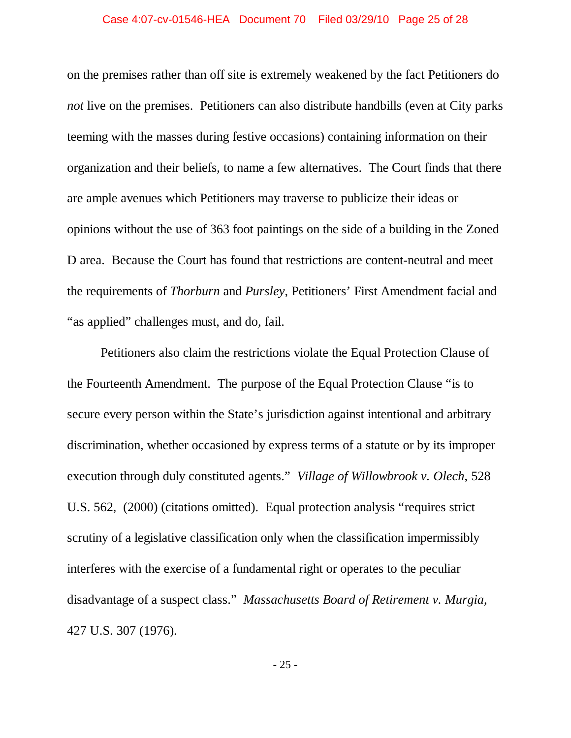on the premises rather than off site is extremely weakened by the fact Petitioners do *not* live on the premises. Petitioners can also distribute handbills (even at City parks teeming with the masses during festive occasions) containing information on their organization and their beliefs, to name a few alternatives. The Court finds that there are ample avenues which Petitioners may traverse to publicize their ideas or opinions without the use of 363 foot paintings on the side of a building in the Zoned D area. Because the Court has found that restrictions are content-neutral and meet the requirements of *Thorburn* and *Pursley*, Petitioners' First Amendment facial and "as applied" challenges must, and do, fail.

Petitioners also claim the restrictions violate the Equal Protection Clause of the Fourteenth Amendment. The purpose of the Equal Protection Clause "is to secure every person within the State's jurisdiction against intentional and arbitrary discrimination, whether occasioned by express terms of a statute or by its improper execution through duly constituted agents." *Village of Willowbrook v. Olech*, 528 U.S. 562, (2000) (citations omitted). Equal protection analysis "requires strict scrutiny of a legislative classification only when the classification impermissibly interferes with the exercise of a fundamental right or operates to the peculiar disadvantage of a suspect class." *Massachusetts Board of Retirement v. Murgia*, 427 U.S. 307 (1976).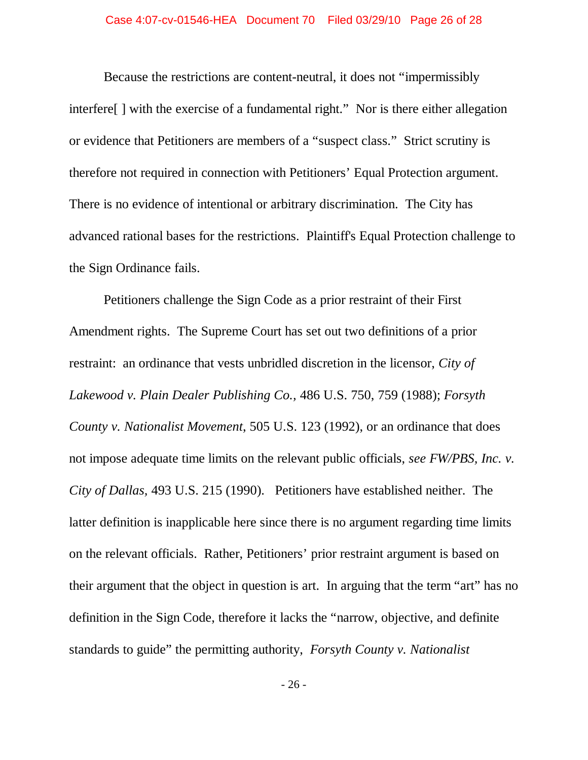Because the restrictions are content-neutral, it does not "impermissibly interfere[ ] with the exercise of a fundamental right." Nor is there either allegation or evidence that Petitioners are members of a "suspect class." Strict scrutiny is therefore not required in connection with Petitioners' Equal Protection argument. There is no evidence of intentional or arbitrary discrimination. The City has advanced rational bases for the restrictions. Plaintiff's Equal Protection challenge to the Sign Ordinance fails.

Petitioners challenge the Sign Code as a prior restraint of their First Amendment rights. The Supreme Court has set out two definitions of a prior restraint: an ordinance that vests unbridled discretion in the licensor, *City of Lakewood v. Plain Dealer Publishing Co.*, 486 U.S. 750, 759 (1988); *Forsyth County v. Nationalist Movement*, 505 U.S. 123 (1992), or an ordinance that does not impose adequate time limits on the relevant public officials, *see FW/PBS, Inc. v. City of Dallas*, 493 U.S. 215 (1990). Petitioners have established neither. The latter definition is inapplicable here since there is no argument regarding time limits on the relevant officials. Rather, Petitioners' prior restraint argument is based on their argument that the object in question is art. In arguing that the term "art" has no definition in the Sign Code, therefore it lacks the "narrow, objective, and definite standards to guide" the permitting authority, *Forsyth County v. Nationalist*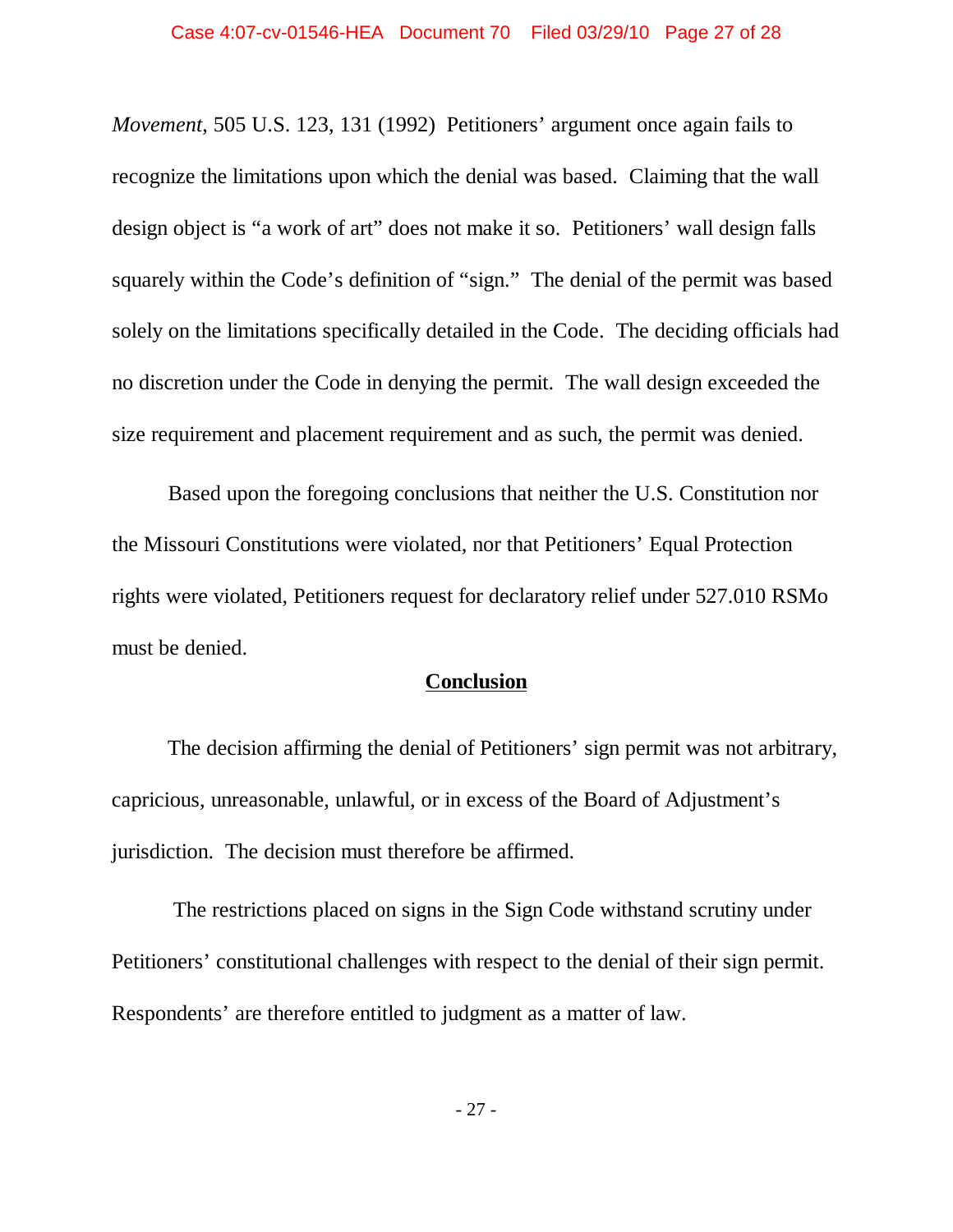*Movement*, 505 U.S. 123, 131 (1992) Petitioners' argument once again fails to recognize the limitations upon which the denial was based. Claiming that the wall design object is "a work of art" does not make it so. Petitioners' wall design falls squarely within the Code's definition of "sign." The denial of the permit was based solely on the limitations specifically detailed in the Code. The deciding officials had no discretion under the Code in denying the permit. The wall design exceeded the size requirement and placement requirement and as such, the permit was denied.

Based upon the foregoing conclusions that neither the U.S. Constitution nor the Missouri Constitutions were violated, nor that Petitioners' Equal Protection rights were violated, Petitioners request for declaratory relief under 527.010 RSMo must be denied.

## **Conclusion**

The decision affirming the denial of Petitioners' sign permit was not arbitrary, capricious, unreasonable, unlawful, or in excess of the Board of Adjustment's jurisdiction. The decision must therefore be affirmed.

The restrictions placed on signs in the Sign Code withstand scrutiny under Petitioners' constitutional challenges with respect to the denial of their sign permit. Respondents' are therefore entitled to judgment as a matter of law.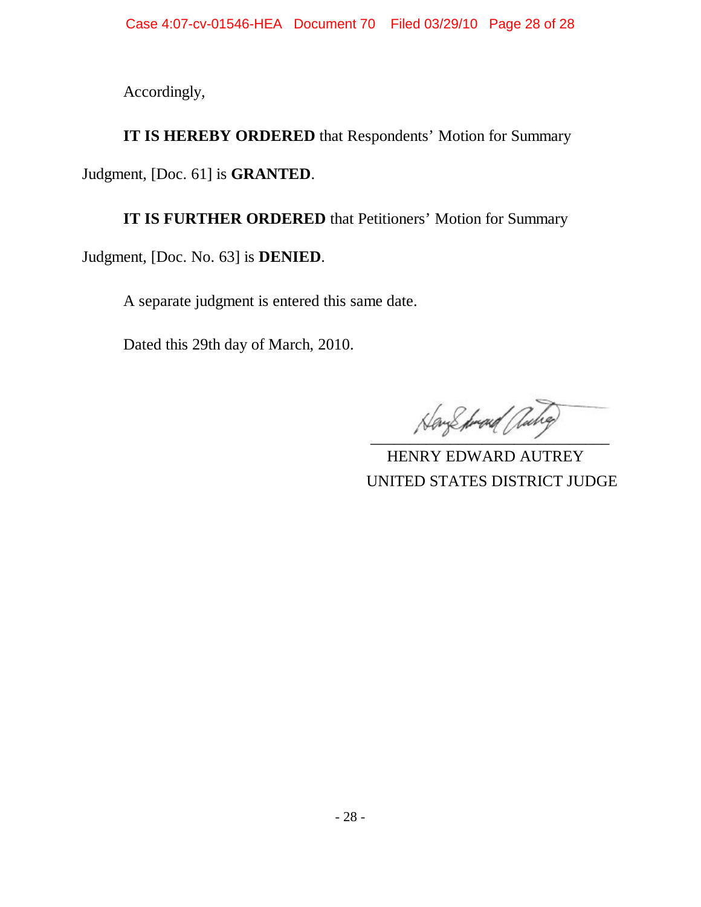Accordingly,

**IT IS HEREBY ORDERED** that Respondents' Motion for Summary Judgment, [Doc. 61] is **GRANTED**.

**IT IS FURTHER ORDERED** that Petitioners' Motion for Summary Judgment, [Doc. No. 63] is **DENIED**.

A separate judgment is entered this same date.

Dated this 29th day of March, 2010.

HENRY EDWARD AUTREY
UNITED STATES DISTRICT JUDGE